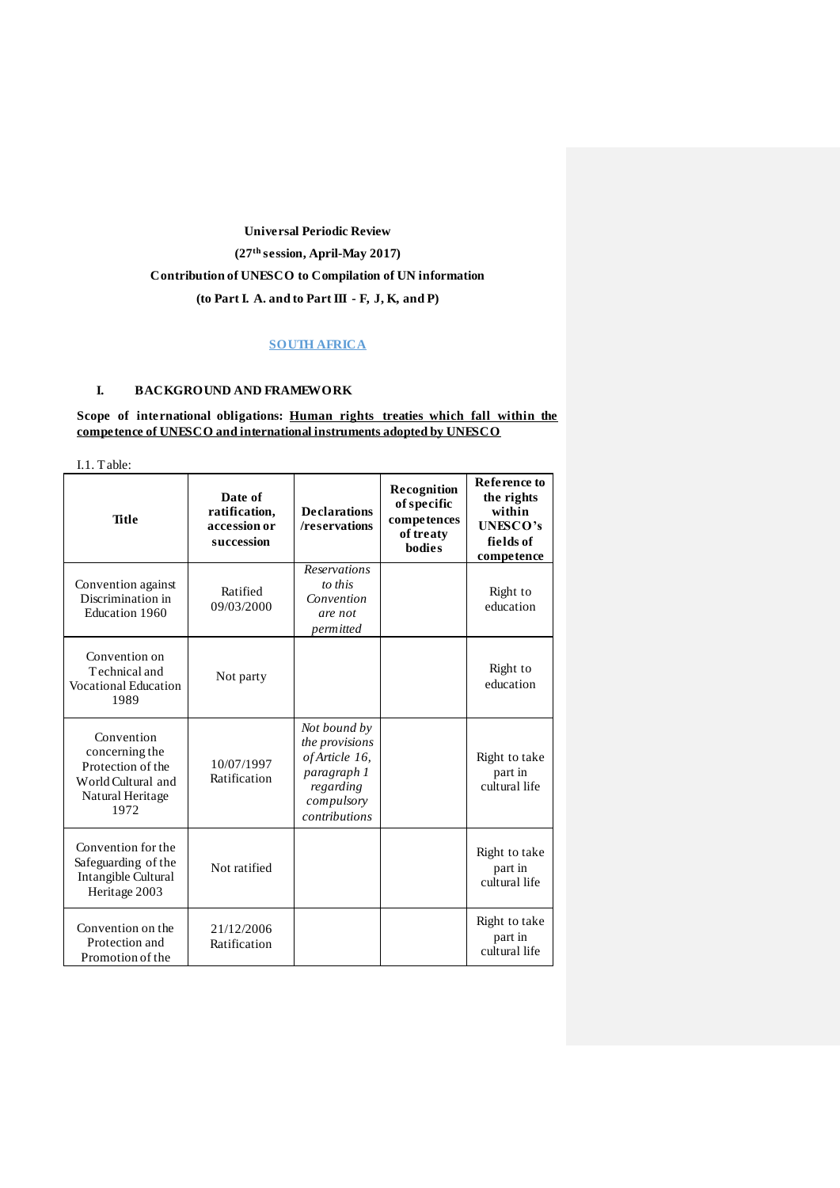**Universal Periodic Review**

**(27th session, April-May 2017)**

**Contribution of UNESCO to Compilation of UN information**

**(to Part I. A. and to Part III - F, J, K, and P)**

**SOUTH AFRICA**

## I. BACKGROUND AND FRAMEWORK

**Scope of international obligations: <u>Human rights treaties which fall within the competence of UNESCO and international instruments adopted by UNESCO</u>**

I.1. Table:

| **Title** | **Date of ratification, accession or succession** | **Declarations /reservations** | **Recognition of specific competences of treaty bodies** | **Reference to the rights within UNESCO's fields of competence** |
|---|---|---|---|---|
| Convention against Discrimination in Education 1960 | Ratified 09/03/2000 | *Reservations to this Convention are not permitted* | | Right to education |
| Convention on Technical and Vocational Education 1989 | Not party | | | Right to education |
| Convention concerning the Protection of the World Cultural and Natural Heritage 1972 | 10/07/1997 Ratification | *Not bound by the provisions of Article 16, paragraph 1 regarding compulsory contributions* | | Right to take part in cultural life |
| Convention for the Safeguarding of the Intangible Cultural Heritage 2003 | Not ratified | | | Right to take part in cultural life |
| Convention on the Protection and Promotion of the | 21/12/2006 Ratification | | | Right to take part in cultural life |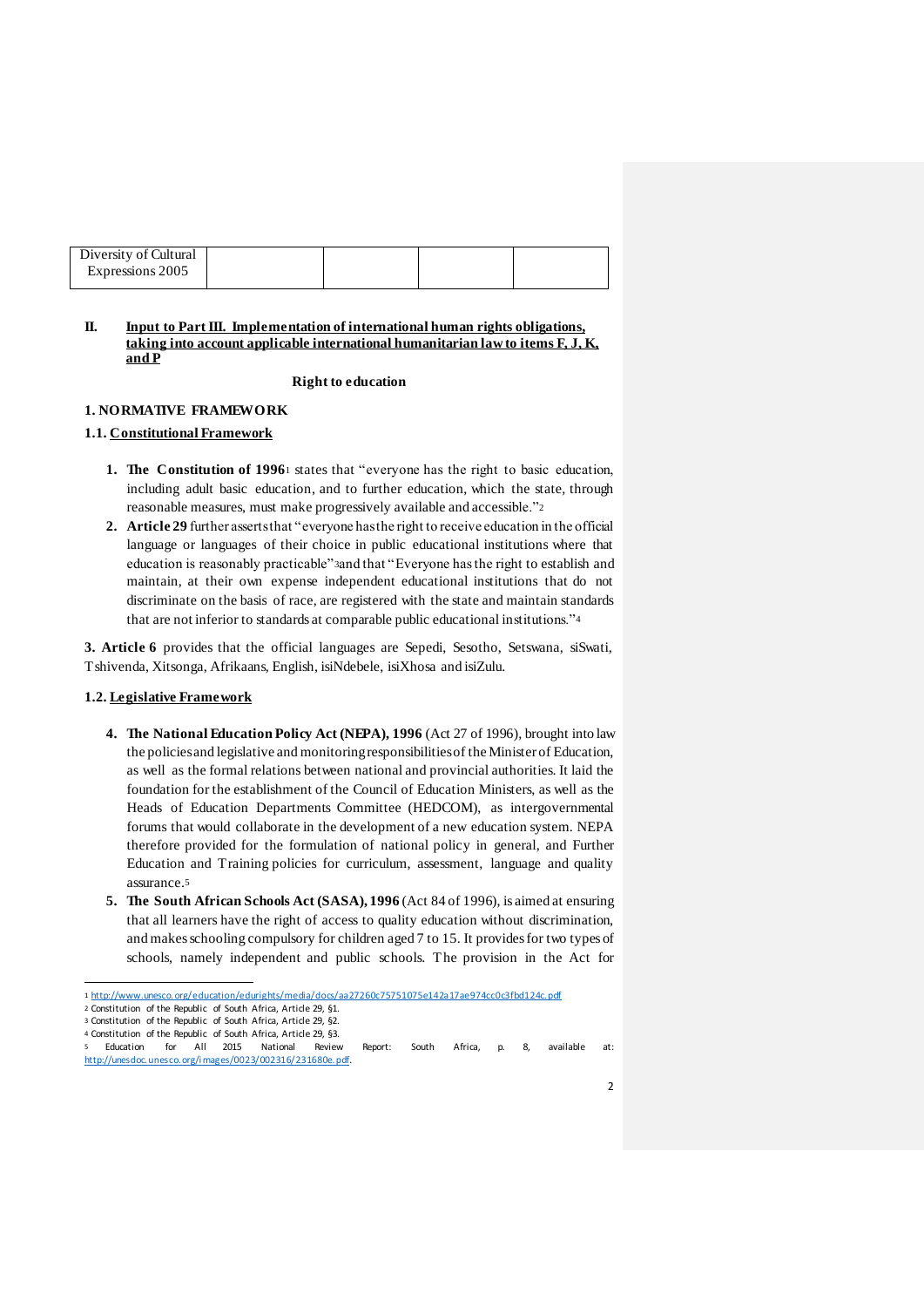| Diversity of Cultural Expressions 2005 | | | | |
|---|---|---|---|---|

## II. Input to Part III. Implementation of international human rights obligations, taking into account applicable international humanitarian law to items F, J, K, and P

**Right to education**

### 1. NORMATIVE FRAMEWORK

#### 1.1. Constitutional Framework

1. **The Constitution of 1996**[1] states that "everyone has the right to basic education, including adult basic education, and to further education, which the state, through reasonable measures, must make progressively available and accessible."[2]
2. **Article 29** further asserts that "everyone has the right to receive education in the official language or languages of their choice in public educational institutions where that education is reasonably practicable"[3] and that "Everyone has the right to establish and maintain, at their own expense independent educational institutions that do not discriminate on the basis of race, are registered with the state and maintain standards that are not inferior to standards at comparable public educational institutions."[4]

**3. Article 6** provides that the official languages are Sepedi, Sesotho, Setswana, siSwati, Tshivenda, Xitsonga, Afrikaans, English, isiNdebele, isiXhosa and isiZulu.

#### 1.2. Legislative Framework

4. **The National Education Policy Act (NEPA), 1996** (Act 27 of 1996), brought into law the policies and legislative and monitoring responsibilities of the Minister of Education, as well as the formal relations between national and provincial authorities. It laid the foundation for the establishment of the Council of Education Ministers, as well as the Heads of Education Departments Committee (HEDCOM), as intergovernmental forums that would collaborate in the development of a new education system. NEPA therefore provided for the formulation of national policy in general, and Further Education and Training policies for curriculum, assessment, language and quality assurance.[5]
5. **The South African Schools Act (SASA), 1996** (Act 84 of 1996), is aimed at ensuring that all learners have the right of access to quality education without discrimination, and makes schooling compulsory for children aged 7 to 15. It provides for two types of schools, namely independent and public schools. The provision in the Act for

---

[1] http://www.unesco.org/education/edurights/media/docs/aa27260c75751075e142a17ae974cc0c3fbd124c.pdf

[2] Constitution of the Republic of South Africa, Article 29, §1.

[3] Constitution of the Republic of South Africa, Article 29, §2.

[4] Constitution of the Republic of South Africa, Article 29, §3.

[5] Education for All 2015 National Review Report: South Africa, p. 8, available at: http://unesdoc.unesco.org/images/0023/002316/231680e.pdf.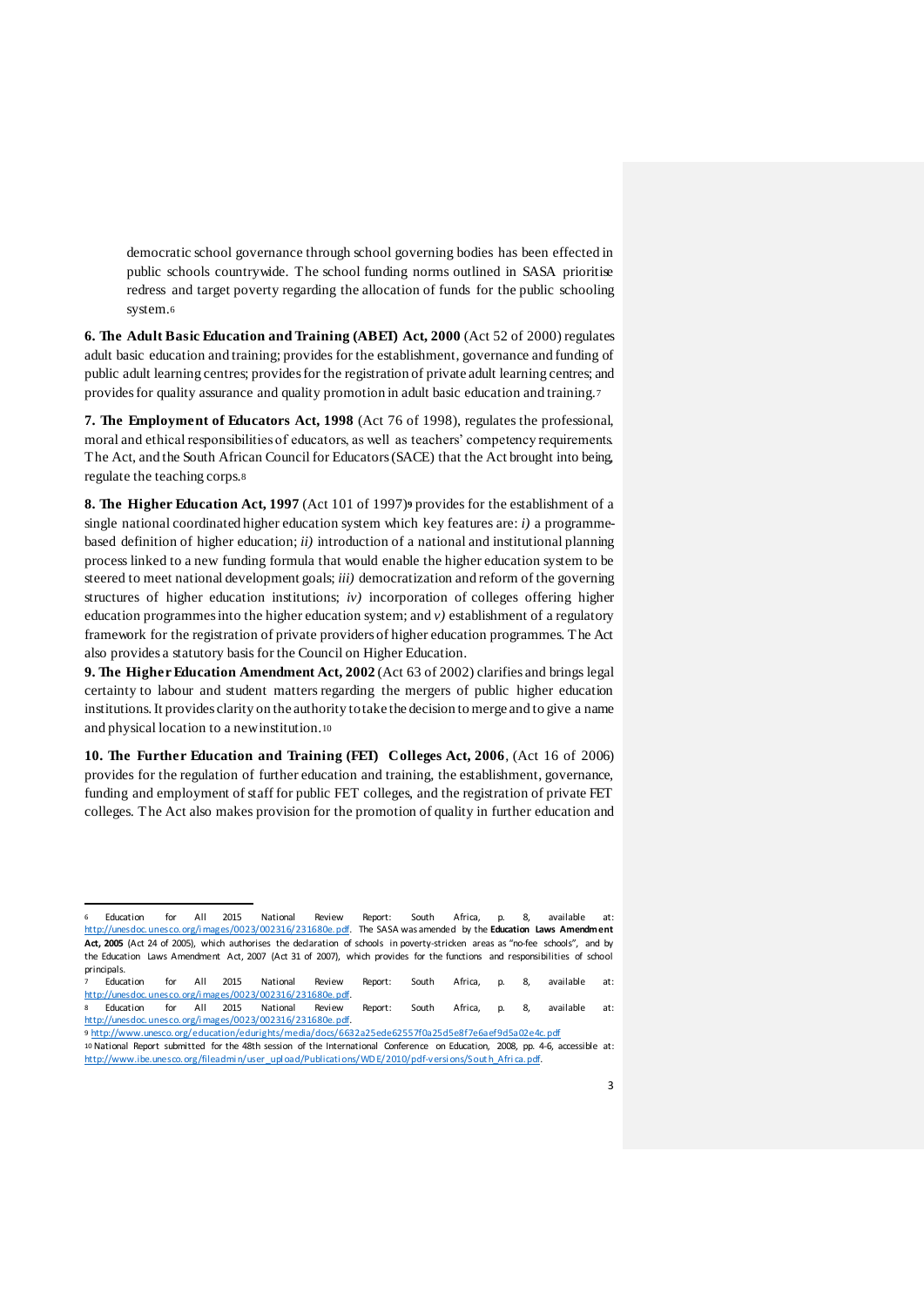democratic school governance through school governing bodies has been effected in public schools countrywide. The school funding norms outlined in SASA prioritise redress and target poverty regarding the allocation of funds for the public schooling system.[6]

**6. The Adult Basic Education and Training (ABET) Act, 2000** (Act 52 of 2000) regulates adult basic education and training; provides for the establishment, governance and funding of public adult learning centres; provides for the registration of private adult learning centres; and provides for quality assurance and quality promotion in adult basic education and training.[7]

**7. The Employment of Educators Act, 1998** (Act 76 of 1998), regulates the professional, moral and ethical responsibilities of educators, as well as teachers' competency requirements. The Act, and the South African Council for Educators (SACE) that the Act brought into being, regulate the teaching corps.[8]

**8. The Higher Education Act, 1997** (Act 101 of 1997)[9] provides for the establishment of a single national coordinated higher education system which key features are: *i)* a programme-based definition of higher education; *ii)* introduction of a national and institutional planning process linked to a new funding formula that would enable the higher education system to be steered to meet national development goals; *iii)* democratization and reform of the governing structures of higher education institutions; *iv)* incorporation of colleges offering higher education programmes into the higher education system; and *v)* establishment of a regulatory framework for the registration of private providers of higher education programmes. The Act also provides a statutory basis for the Council on Higher Education.

**9. The Higher Education Amendment Act, 2002** (Act 63 of 2002) clarifies and brings legal certainty to labour and student matters regarding the mergers of public higher education institutions. It provides clarity on the authority to take the decision to merge and to give a name and physical location to a new institution.[10]

**10. The Further Education and Training (FET) Colleges Act, 2006**, (Act 16 of 2006) provides for the regulation of further education and training, the establishment, governance, funding and employment of staff for public FET colleges, and the registration of private FET colleges. The Act also makes provision for the promotion of quality in further education and

---

[6] Education for All 2015 National Review Report: South Africa, p. 8, available at: http://unesdoc.unesco.org/images/0023/002316/231680e.pdf. The SASA was amended by the **Education Laws Amendment Act, 2005** (Act 24 of 2005), which authorises the declaration of schools in poverty-stricken areas as "no-fee schools", and by the Education Laws Amendment Act, 2007 (Act 31 of 2007), which provides for the functions and responsibilities of school principals.

[7] Education for All 2015 National Review Report: South Africa, p. 8, available at: http://unesdoc.unesco.org/images/0023/002316/231680e.pdf.

[8] Education for All 2015 National Review Report: South Africa, p. 8, available at: http://unesdoc.unesco.org/images/0023/002316/231680e.pdf.

[9] http://www.unesco.org/education/edurights/media/docs/6632a25ede62557f0a25d5e8f7e6aef9d5a02e4c.pdf

[10] National Report submitted for the 48th session of the International Conference on Education, 2008, pp. 4-6, accessible at: http://www.ibe.unesco.org/fileadmin/user_upload/Publications/WDE/2010/pdf-versions/South_Africa.pdf.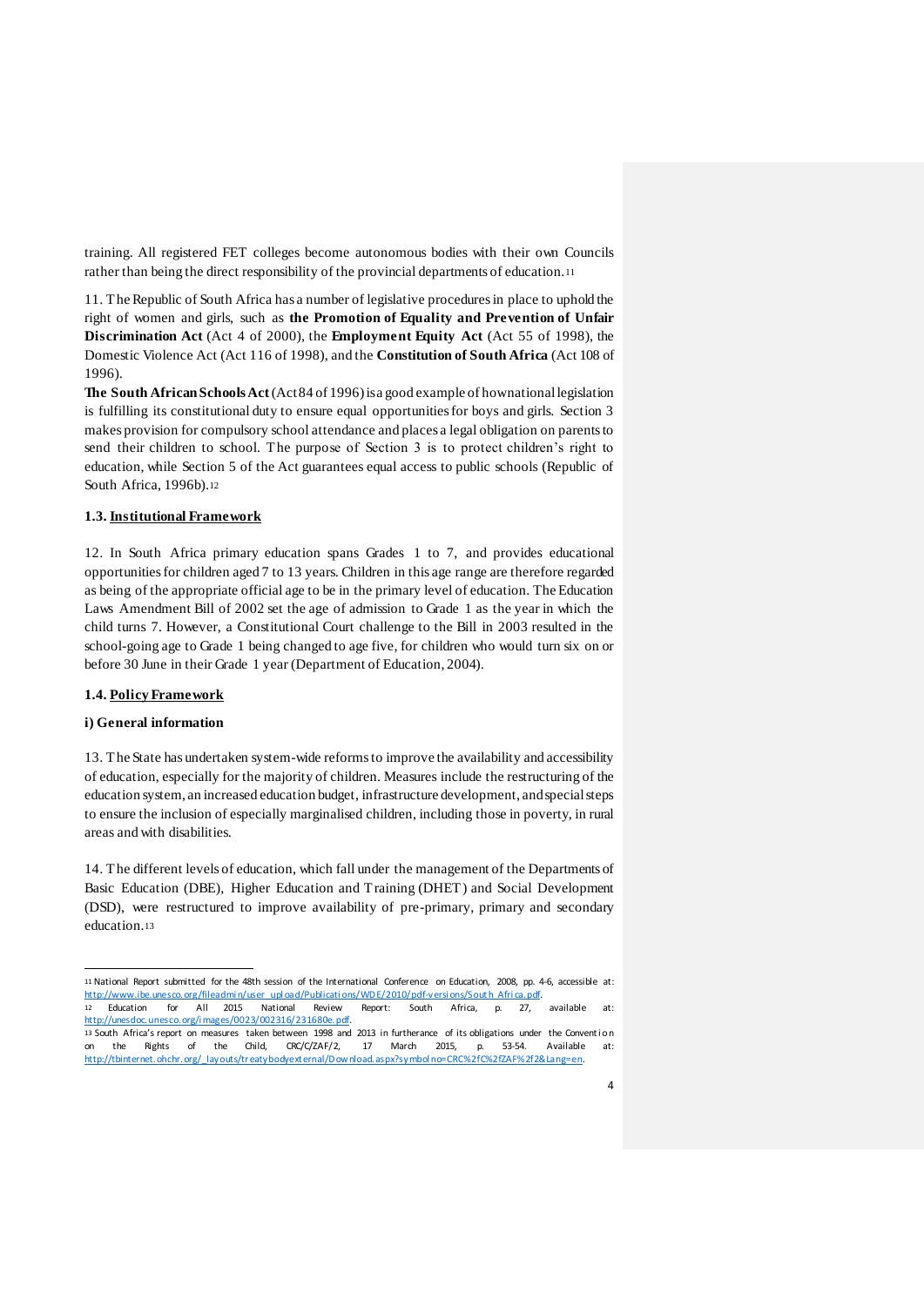training. All registered FET colleges become autonomous bodies with their own Councils rather than being the direct responsibility of the provincial departments of education.[11]

11. The Republic of South Africa has a number of legislative procedures in place to uphold the right of women and girls, such as **the Promotion of Equality and Prevention of Unfair Discrimination Act** (Act 4 of 2000), the **Employment Equity Act** (Act 55 of 1998), the Domestic Violence Act (Act 116 of 1998), and the **Constitution of South Africa** (Act 108 of 1996).

**The South African Schools Act** (Act 84 of 1996) is a good example of how national legislation is fulfilling its constitutional duty to ensure equal opportunities for boys and girls. Section 3 makes provision for compulsory school attendance and places a legal obligation on parents to send their children to school. The purpose of Section 3 is to protect children's right to education, while Section 5 of the Act guarantees equal access to public schools (Republic of South Africa, 1996b).[12]

### 1.3. Institutional Framework

12. In South Africa primary education spans Grades 1 to 7, and provides educational opportunities for children aged 7 to 13 years. Children in this age range are therefore regarded as being of the appropriate official age to be in the primary level of education. The Education Laws Amendment Bill of 2002 set the age of admission to Grade 1 as the year in which the child turns 7. However, a Constitutional Court challenge to the Bill in 2003 resulted in the school-going age to Grade 1 being changed to age five, for children who would turn six on or before 30 June in their Grade 1 year (Department of Education, 2004).

### 1.4. Policy Framework

#### i) General information

13. The State has undertaken system-wide reforms to improve the availability and accessibility of education, especially for the majority of children. Measures include the restructuring of the education system, an increased education budget, infrastructure development, and special steps to ensure the inclusion of especially marginalised children, including those in poverty, in rural areas and with disabilities.

14. The different levels of education, which fall under the management of the Departments of Basic Education (DBE), Higher Education and Training (DHET) and Social Development (DSD), were restructured to improve availability of pre-primary, primary and secondary education.[13]

---

[11] National Report submitted for the 48th session of the International Conference on Education, 2008, pp. 4-6, accessible at: http://www.ibe.unesco.org/fileadmin/user_upload/Publications/WDE/2010/pdf-versions/South_Africa.pdf.

[12] Education for All 2015 National Review Report: South Africa, p. 27, available at: http://unesdoc.unesco.org/images/0023/002316/231680e.pdf.

[13] South Africa's report on measures taken between 1998 and 2013 in furtherance of its obligations under the Convention on the Rights of the Child, CRC/C/ZAF/2, 17 March 2015, p. 53-54. Available at: http://tbinternet.ohchr.org/_layouts/treatybodyexternal/Download.aspx?symbolno=CRC%2fC%2fZAF%2f2&Lang=en.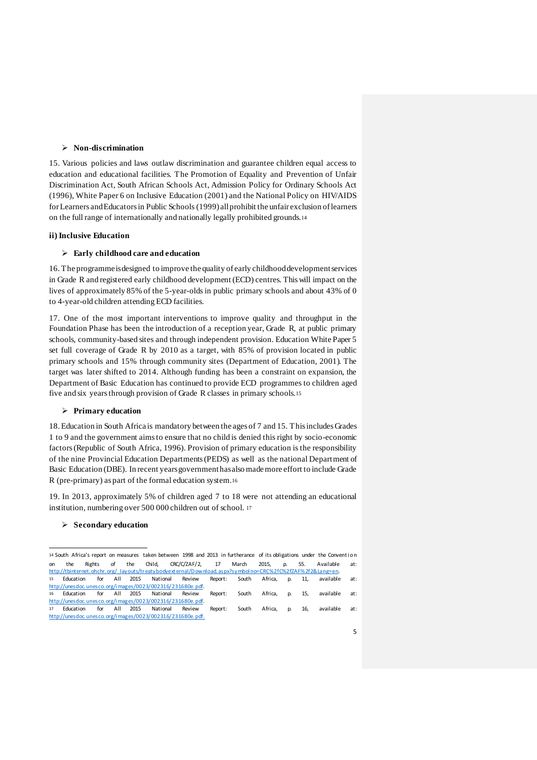- **Non-discrimination**

15. Various policies and laws outlaw discrimination and guarantee children equal access to education and educational facilities. The Promotion of Equality and Prevention of Unfair Discrimination Act, South African Schools Act, Admission Policy for Ordinary Schools Act (1996), White Paper 6 on Inclusive Education (2001) and the National Policy on HIV/AIDS for Learners and Educators in Public Schools (1999) all prohibit the unfair exclusion of learners on the full range of internationally and nationally legally prohibited grounds.[14]

**ii) Inclusive Education**

- **Early childhood care and education**

16. The programme is designed to improve the quality of early childhood development services in Grade R and registered early childhood development (ECD) centres. This will impact on the lives of approximately 85% of the 5-year-olds in public primary schools and about 43% of 0 to 4-year-old children attending ECD facilities.

17. One of the most important interventions to improve quality and throughput in the Foundation Phase has been the introduction of a reception year, Grade R, at public primary schools, community-based sites and through independent provision. Education White Paper 5 set full coverage of Grade R by 2010 as a target, with 85% of provision located in public primary schools and 15% through community sites (Department of Education, 2001). The target was later shifted to 2014. Although funding has been a constraint on expansion, the Department of Basic Education has continued to provide ECD programmes to children aged five and six years through provision of Grade R classes in primary schools.[15]

- **Primary education**

18. Education in South Africa is mandatory between the ages of 7 and 15. This includes Grades 1 to 9 and the government aims to ensure that no child is denied this right by socio-economic factors (Republic of South Africa, 1996). Provision of primary education is the responsibility of the nine Provincial Education Departments (PEDS) as well as the national Department of Basic Education (DBE). In recent years government has also made more effort to include Grade R (pre-primary) as part of the formal education system.[16]

19. In 2013, approximately 5% of children aged 7 to 18 were not attending an educational institution, numbering over 500 000 children out of school.[17]

- **Secondary education**

---

[14] South Africa's report on measures taken between 1998 and 2013 in furtherance of its obligations under the Convention on the Rights of the Child, CRC/C/ZAF/2, 17 March 2015, p. 55. Available at: http://tbinternet.ohchr.org/_layouts/treatybodyexternal/Download.aspx?symbolno=CRC%2fC%2fZAF%2f2&Lang=en.

[15] Education for All 2015 National Review Report: South Africa, p. 11, available at: http://unesdoc.unesco.org/images/0023/002316/231680e.pdf.

[16] Education for All 2015 National Review Report: South Africa, p. 15, available at: http://unesdoc.unesco.org/images/0023/002316/231680e.pdf.

[17] Education for All 2015 National Review Report: South Africa, p. 16, available at: http://unesdoc.unesco.org/images/0023/002316/231680e.pdf.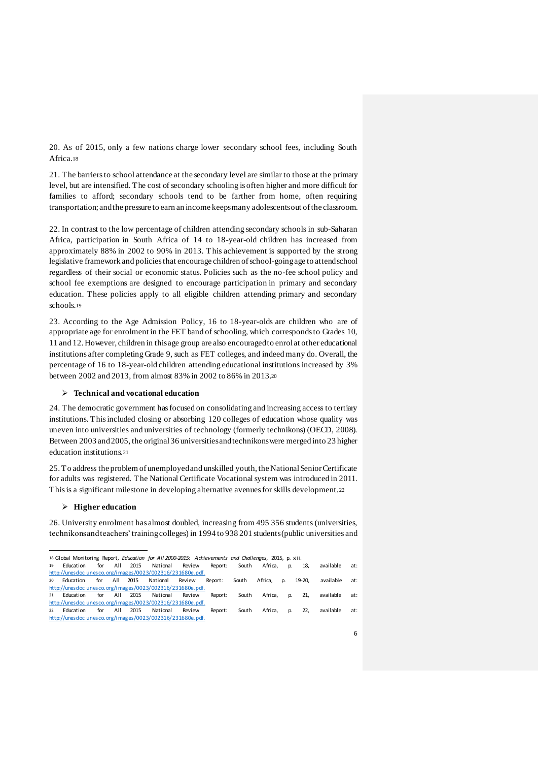20. As of 2015, only a few nations charge lower secondary school fees, including South Africa.[18]

21. The barriers to school attendance at the secondary level are similar to those at the primary level, but are intensified. The cost of secondary schooling is often higher and more difficult for families to afford; secondary schools tend to be farther from home, often requiring transportation; and the pressure to earn an income keeps many adolescents out of the classroom.

22. In contrast to the low percentage of children attending secondary schools in sub-Saharan Africa, participation in South Africa of 14 to 18-year-old children has increased from approximately 88% in 2002 to 90% in 2013. This achievement is supported by the strong legislative framework and policies that encourage children of school-going age to attend school regardless of their social or economic status. Policies such as the no-fee school policy and school fee exemptions are designed to encourage participation in primary and secondary education. These policies apply to all eligible children attending primary and secondary schools.[19]

23. According to the Age Admission Policy, 16 to 18-year-olds are children who are of appropriate age for enrolment in the FET band of schooling, which corresponds to Grades 10, 11 and 12. However, children in this age group are also encouraged to enrol at other educational institutions after completing Grade 9, such as FET colleges, and indeed many do. Overall, the percentage of 16 to 18-year-old children attending educational institutions increased by 3% between 2002 and 2013, from almost 83% in 2002 to 86% in 2013.[20]

- **Technical and vocational education**

24. The democratic government has focused on consolidating and increasing access to tertiary institutions. This included closing or absorbing 120 colleges of education whose quality was uneven into universities and universities of technology (formerly technikons) (OECD, 2008). Between 2003 and 2005, the original 36 universities and technikons were merged into 23 higher education institutions.[21]

25. To address the problem of unemployed and unskilled youth, the National Senior Certificate for adults was registered. The National Certificate Vocational system was introduced in 2011. This is a significant milestone in developing alternative avenues for skills development.[22]

- **Higher education**

26. University enrolment has almost doubled, increasing from 495 356 students (universities, technikons and teachers' training colleges) in 1994 to 938 201 students (public universities and

---

[18] Global Monitoring Report, *Education for All 2000-2015: Achievements and Challenges*, 2015, p. xiii.

[19] Education for All 2015 National Review Report: South Africa, p. 18, available at: http://unesdoc.unesco.org/images/0023/002316/231680e.pdf.

[20] Education for All 2015 National Review Report: South Africa, p. 19-20, available at: http://unesdoc.unesco.org/images/0023/002316/231680e.pdf.

[21] Education for All 2015 National Review Report: South Africa, p. 21, available at: http://unesdoc.unesco.org/images/0023/002316/231680e.pdf.

[22] Education for All 2015 National Review Report: South Africa, p. 22, available at: http://unesdoc.unesco.org/images/0023/002316/231680e.pdf.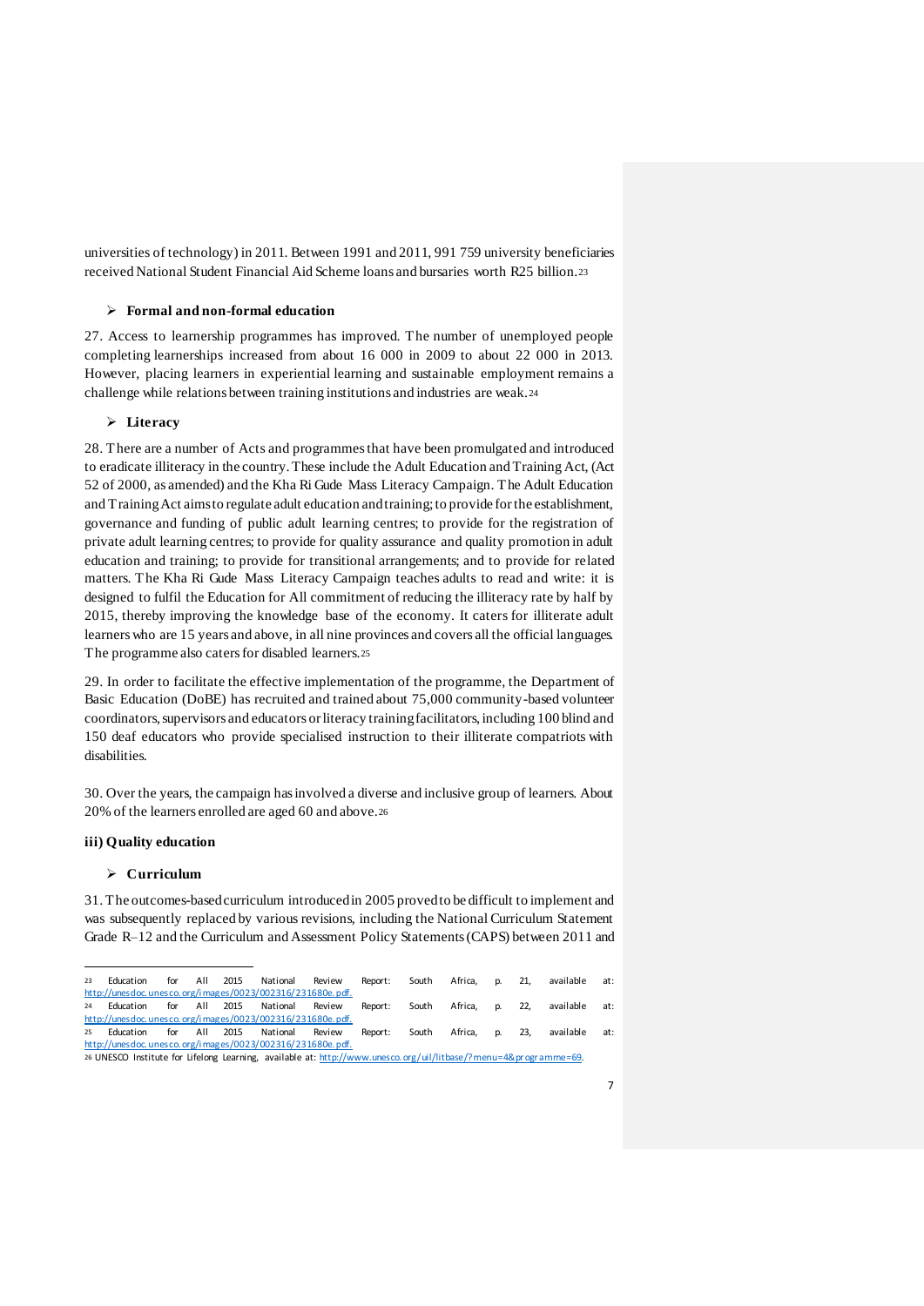universities of technology) in 2011. Between 1991 and 2011, 991 759 university beneficiaries received National Student Financial Aid Scheme loans and bursaries worth R25 billion.[23]

- **Formal and non-formal education**

27. Access to learnership programmes has improved. The number of unemployed people completing learnerships increased from about 16 000 in 2009 to about 22 000 in 2013. However, placing learners in experiential learning and sustainable employment remains a challenge while relations between training institutions and industries are weak.[24]

- **Literacy**

28. There are a number of Acts and programmes that have been promulgated and introduced to eradicate illiteracy in the country. These include the Adult Education and Training Act, (Act 52 of 2000, as amended) and the Kha Ri Gude Mass Literacy Campaign. The Adult Education and Training Act aims to regulate adult education and training; to provide for the establishment, governance and funding of public adult learning centres; to provide for the registration of private adult learning centres; to provide for quality assurance and quality promotion in adult education and training; to provide for transitional arrangements; and to provide for related matters. The Kha Ri Gude Mass Literacy Campaign teaches adults to read and write: it is designed to fulfil the Education for All commitment of reducing the illiteracy rate by half by 2015, thereby improving the knowledge base of the economy. It caters for illiterate adult learners who are 15 years and above, in all nine provinces and covers all the official languages. The programme also caters for disabled learners.[25]

29. In order to facilitate the effective implementation of the programme, the Department of Basic Education (DoBE) has recruited and trained about 75,000 community-based volunteer coordinators, supervisors and educators or literacy training facilitators, including 100 blind and 150 deaf educators who provide specialised instruction to their illiterate compatriots with disabilities.

30. Over the years, the campaign has involved a diverse and inclusive group of learners. About 20% of the learners enrolled are aged 60 and above.[26]

**iii) Quality education**

- **Curriculum**

31. The outcomes-based curriculum introduced in 2005 proved to be difficult to implement and was subsequently replaced by various revisions, including the National Curriculum Statement Grade R–12 and the Curriculum and Assessment Policy Statements (CAPS) between 2011 and

---

[23] Education for All 2015 National Review Report: South Africa, p. 21, available at: http://unesdoc.unesco.org/images/0023/002316/231680e.pdf.

[24] Education for All 2015 National Review Report: South Africa, p. 22, available at: http://unesdoc.unesco.org/images/0023/002316/231680e.pdf.

[25] Education for All 2015 National Review Report: South Africa, p. 23, available at: http://unesdoc.unesco.org/images/0023/002316/231680e.pdf.

[26] UNESCO Institute for Lifelong Learning, available at: http://www.unesco.org/uil/litbase/?menu=4&programme=69.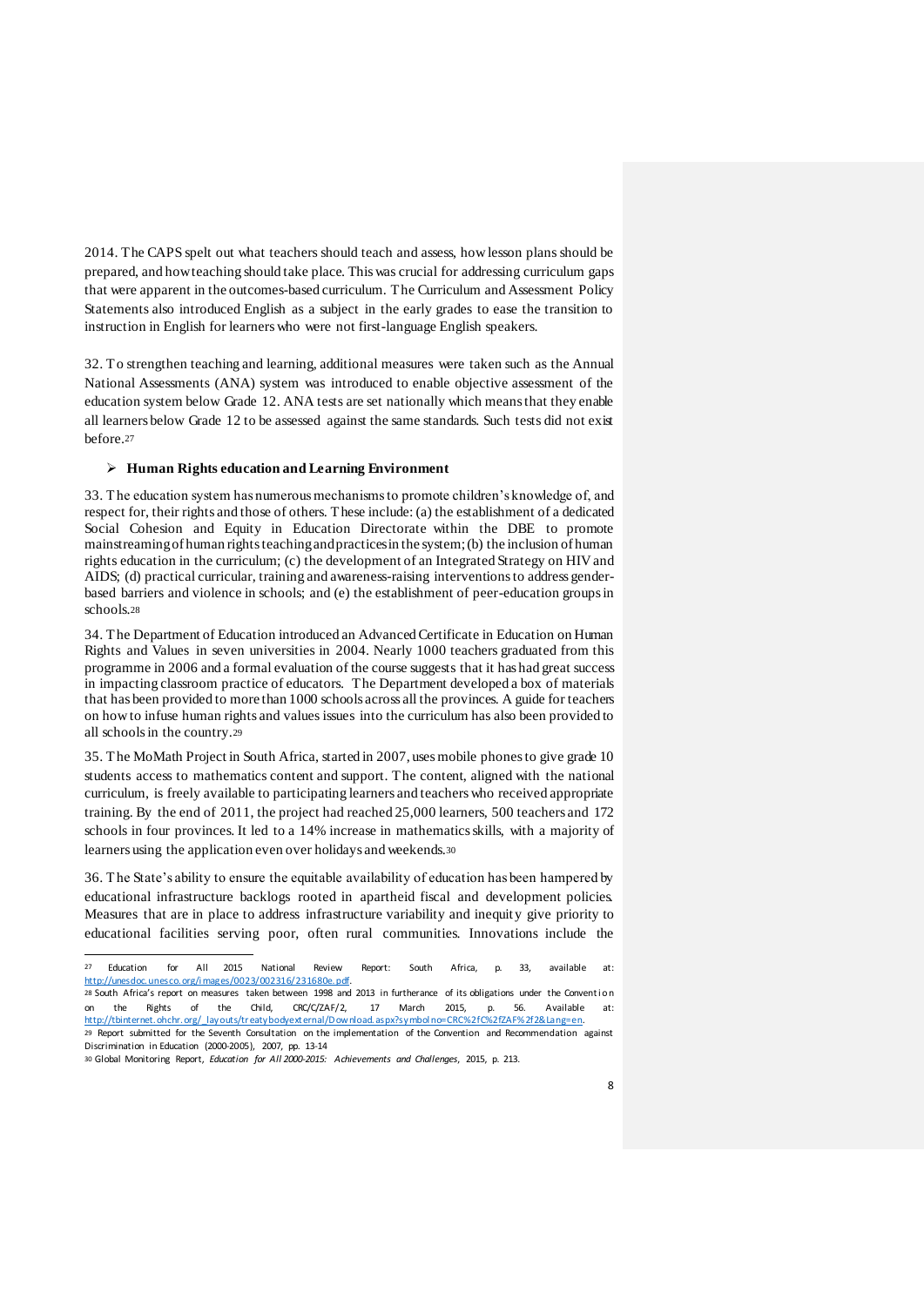2014. The CAPS spelt out what teachers should teach and assess, how lesson plans should be prepared, and how teaching should take place. This was crucial for addressing curriculum gaps that were apparent in the outcomes-based curriculum. The Curriculum and Assessment Policy Statements also introduced English as a subject in the early grades to ease the transition to instruction in English for learners who were not first-language English speakers.

32. To strengthen teaching and learning, additional measures were taken such as the Annual National Assessments (ANA) system was introduced to enable objective assessment of the education system below Grade 12. ANA tests are set nationally which means that they enable all learners below Grade 12 to be assessed against the same standards. Such tests did not exist before.[27]

- **Human Rights education and Learning Environment**

33. The education system has numerous mechanisms to promote children's knowledge of, and respect for, their rights and those of others. These include: (a) the establishment of a dedicated Social Cohesion and Equity in Education Directorate within the DBE to promote mainstreaming of human rights teaching and practices in the system; (b) the inclusion of human rights education in the curriculum; (c) the development of an Integrated Strategy on HIV and AIDS; (d) practical curricular, training and awareness-raising interventions to address gender-based barriers and violence in schools; and (e) the establishment of peer-education groups in schools.[28]

34. The Department of Education introduced an Advanced Certificate in Education on Human Rights and Values in seven universities in 2004. Nearly 1000 teachers graduated from this programme in 2006 and a formal evaluation of the course suggests that it has had great success in impacting classroom practice of educators. The Department developed a box of materials that has been provided to more than 1000 schools across all the provinces. A guide for teachers on how to infuse human rights and values issues into the curriculum has also been provided to all schools in the country.[29]

35. The MoMath Project in South Africa, started in 2007, uses mobile phones to give grade 10 students access to mathematics content and support. The content, aligned with the national curriculum, is freely available to participating learners and teachers who received appropriate training. By the end of 2011, the project had reached 25,000 learners, 500 teachers and 172 schools in four provinces. It led to a 14% increase in mathematics skills, with a majority of learners using the application even over holidays and weekends.[30]

36. The State's ability to ensure the equitable availability of education has been hampered by educational infrastructure backlogs rooted in apartheid fiscal and development policies. Measures that are in place to address infrastructure variability and inequity give priority to educational facilities serving poor, often rural communities. Innovations include the

---

[27] Education for All 2015 National Review Report: South Africa, p. 33, available at: http://unesdoc.unesco.org/images/0023/002316/231680e.pdf.

[28] South Africa's report on measures taken between 1998 and 2013 in furtherance of its obligations under the Convention on the Rights of the Child, CRC/C/ZAF/2, 17 March 2015, p. 56. Available at: http://tbinternet.ohchr.org/_layouts/treatybodyexternal/Download.aspx?symbolno=CRC%2fC%2fZAF%2f2&Lang=en.

[29] Report submitted for the Seventh Consultation on the implementation of the Convention and Recommendation against Discrimination in Education (2000-2005), 2007, pp. 13-14

[30] Global Monitoring Report, *Education for All 2000-2015: Achievements and Challenges*, 2015, p. 213.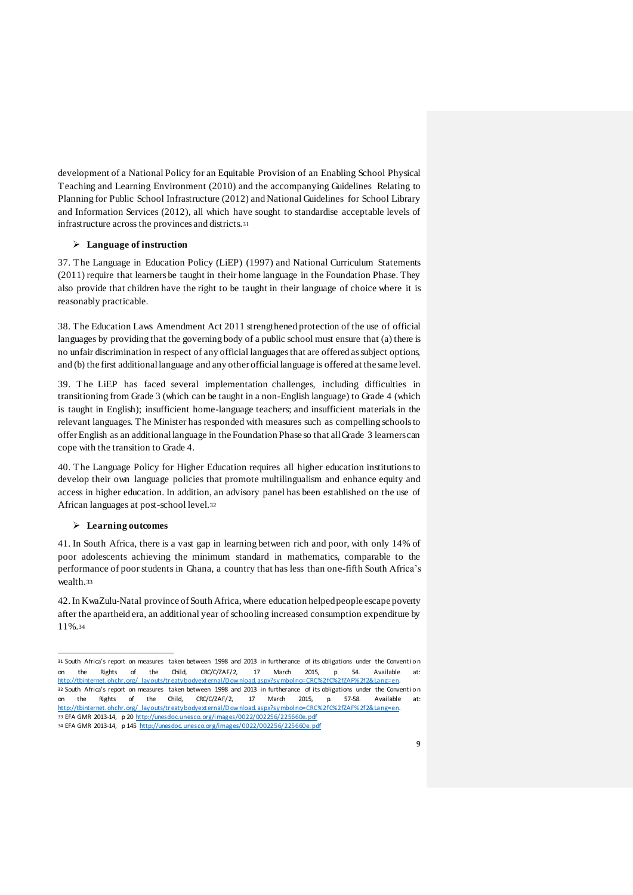development of a National Policy for an Equitable Provision of an Enabling School Physical Teaching and Learning Environment (2010) and the accompanying Guidelines Relating to Planning for Public School Infrastructure (2012) and National Guidelines for School Library and Information Services (2012), all which have sought to standardise acceptable levels of infrastructure across the provinces and districts.[31]

- **Language of instruction**

37. The Language in Education Policy (LiEP) (1997) and National Curriculum Statements (2011) require that learners be taught in their home language in the Foundation Phase. They also provide that children have the right to be taught in their language of choice where it is reasonably practicable.

38. The Education Laws Amendment Act 2011 strengthened protection of the use of official languages by providing that the governing body of a public school must ensure that (a) there is no unfair discrimination in respect of any official languages that are offered as subject options, and (b) the first additional language and any other official language is offered at the same level.

39. The LiEP has faced several implementation challenges, including difficulties in transitioning from Grade 3 (which can be taught in a non-English language) to Grade 4 (which is taught in English); insufficient home-language teachers; and insufficient materials in the relevant languages. The Minister has responded with measures such as compelling schools to offer English as an additional language in the Foundation Phase so that all Grade 3 learners can cope with the transition to Grade 4.

40. The Language Policy for Higher Education requires all higher education institutions to develop their own language policies that promote multilingualism and enhance equity and access in higher education. In addition, an advisory panel has been established on the use of African languages at post-school level.[32]

- **Learning outcomes**

41. In South Africa, there is a vast gap in learning between rich and poor, with only 14% of poor adolescents achieving the minimum standard in mathematics, comparable to the performance of poor students in Ghana, a country that has less than one-fifth South Africa's wealth.[33]

42. In KwaZulu-Natal province of South Africa, where education helped people escape poverty after the apartheid era, an additional year of schooling increased consumption expenditure by 11%.[34]

---

[31] South Africa's report on measures taken between 1998 and 2013 in furtherance of its obligations under the Convention on the Rights of the Child, CRC/C/ZAF/2, 17 March 2015, p. 54. Available at: http://tbinternet.ohchr.org/_layouts/treatybodyexternal/Download.aspx?symbolno=CRC%2fC%2fZAF%2f2&Lang=en.

[32] South Africa's report on measures taken between 1998 and 2013 in furtherance of its obligations under the Convention on the Rights of the Child, CRC/C/ZAF/2, 17 March 2015, p. 57-58. Available at: http://tbinternet.ohchr.org/_layouts/treatybodyexternal/Download.aspx?symbolno=CRC%2fC%2fZAF%2f2&Lang=en.

[33] EFA GMR 2013-14, p 20 http://unesdoc.unesco.org/images/0022/002256/225660e.pdf

[34] EFA GMR 2013-14, p 145 http://unesdoc.unesco.org/images/0022/002256/225660e.pdf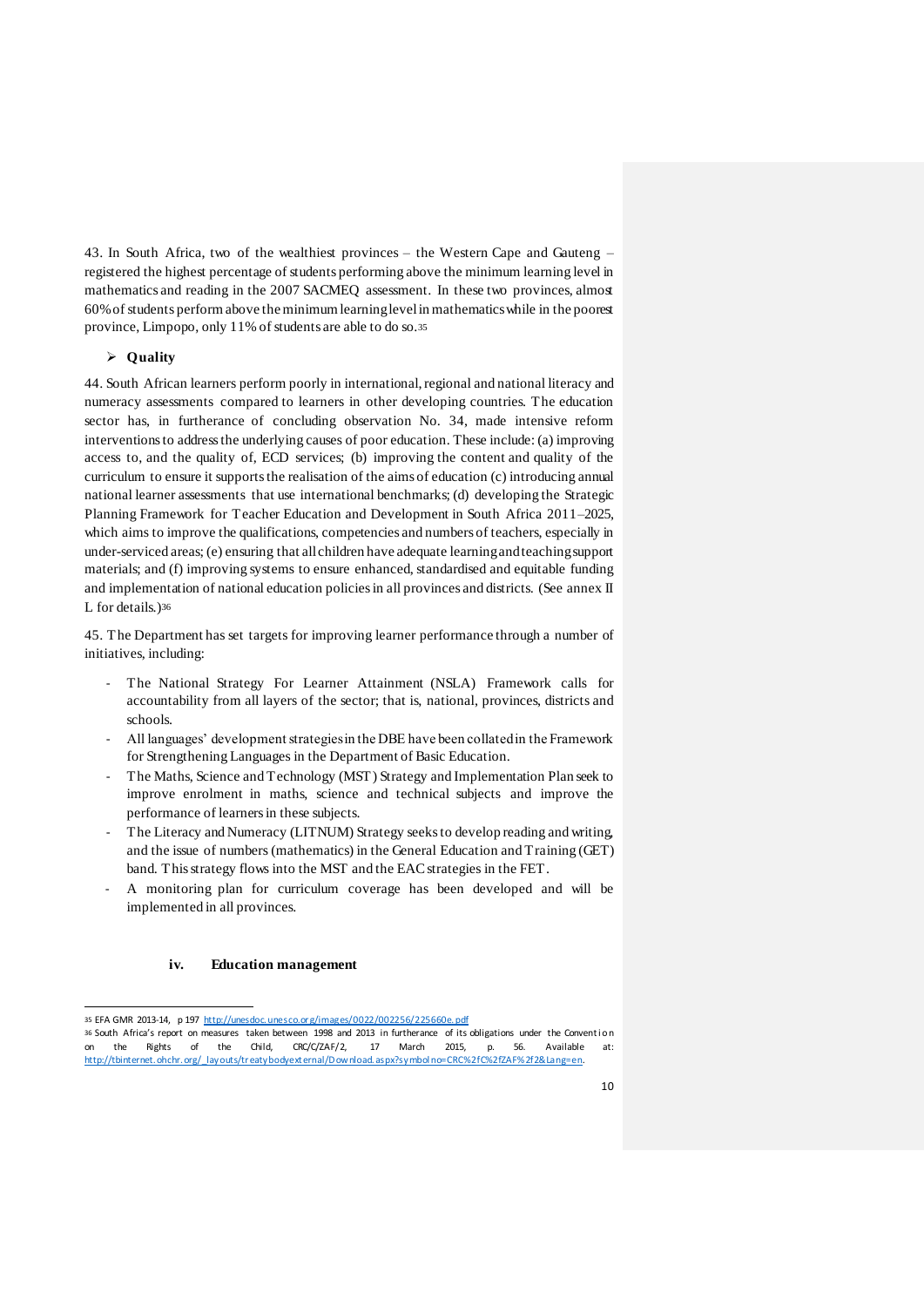43. In South Africa, two of the wealthiest provinces – the Western Cape and Gauteng – registered the highest percentage of students performing above the minimum learning level in mathematics and reading in the 2007 SACMEQ assessment. In these two provinces, almost 60% of students perform above the minimum learning level in mathematics while in the poorest province, Limpopo, only 11% of students are able to do so.[35]

- **Quality**

44. South African learners perform poorly in international, regional and national literacy and numeracy assessments compared to learners in other developing countries. The education sector has, in furtherance of concluding observation No. 34, made intensive reform interventions to address the underlying causes of poor education. These include: (a) improving access to, and the quality of, ECD services; (b) improving the content and quality of the curriculum to ensure it supports the realisation of the aims of education (c) introducing annual national learner assessments that use international benchmarks; (d) developing the Strategic Planning Framework for Teacher Education and Development in South Africa 2011–2025, which aims to improve the qualifications, competencies and numbers of teachers, especially in under-serviced areas; (e) ensuring that all children have adequate learning and teaching support materials; and (f) improving systems to ensure enhanced, standardised and equitable funding and implementation of national education policies in all provinces and districts. (See annex II L for details.)[36]

45. The Department has set targets for improving learner performance through a number of initiatives, including:

- The National Strategy For Learner Attainment (NSLA) Framework calls for accountability from all layers of the sector; that is, national, provinces, districts and schools.
- All languages' development strategies in the DBE have been collated in the Framework for Strengthening Languages in the Department of Basic Education.
- The Maths, Science and Technology (MST) Strategy and Implementation Plan seek to improve enrolment in maths, science and technical subjects and improve the performance of learners in these subjects.
- The Literacy and Numeracy (LITNUM) Strategy seeks to develop reading and writing, and the issue of numbers (mathematics) in the General Education and Training (GET) band. This strategy flows into the MST and the EAC strategies in the FET.
- A monitoring plan for curriculum coverage has been developed and will be implemented in all provinces.

#### iv. Education management

[35] EFA GMR 2013-14, p 197 http://unesdoc.unesco.org/images/0022/002256/225660e.pdf

[36] South Africa's report on measures taken between 1998 and 2013 in furtherance of its obligations under the Convention on the Rights of the Child, CRC/C/ZAF/2, 17 March 2015, p. 56. Available at: http://tbinternet.ohchr.org/_layouts/treatybodyexternal/Download.aspx?symbolno=CRC%2fC%2fZAF%2f2&Lang=en.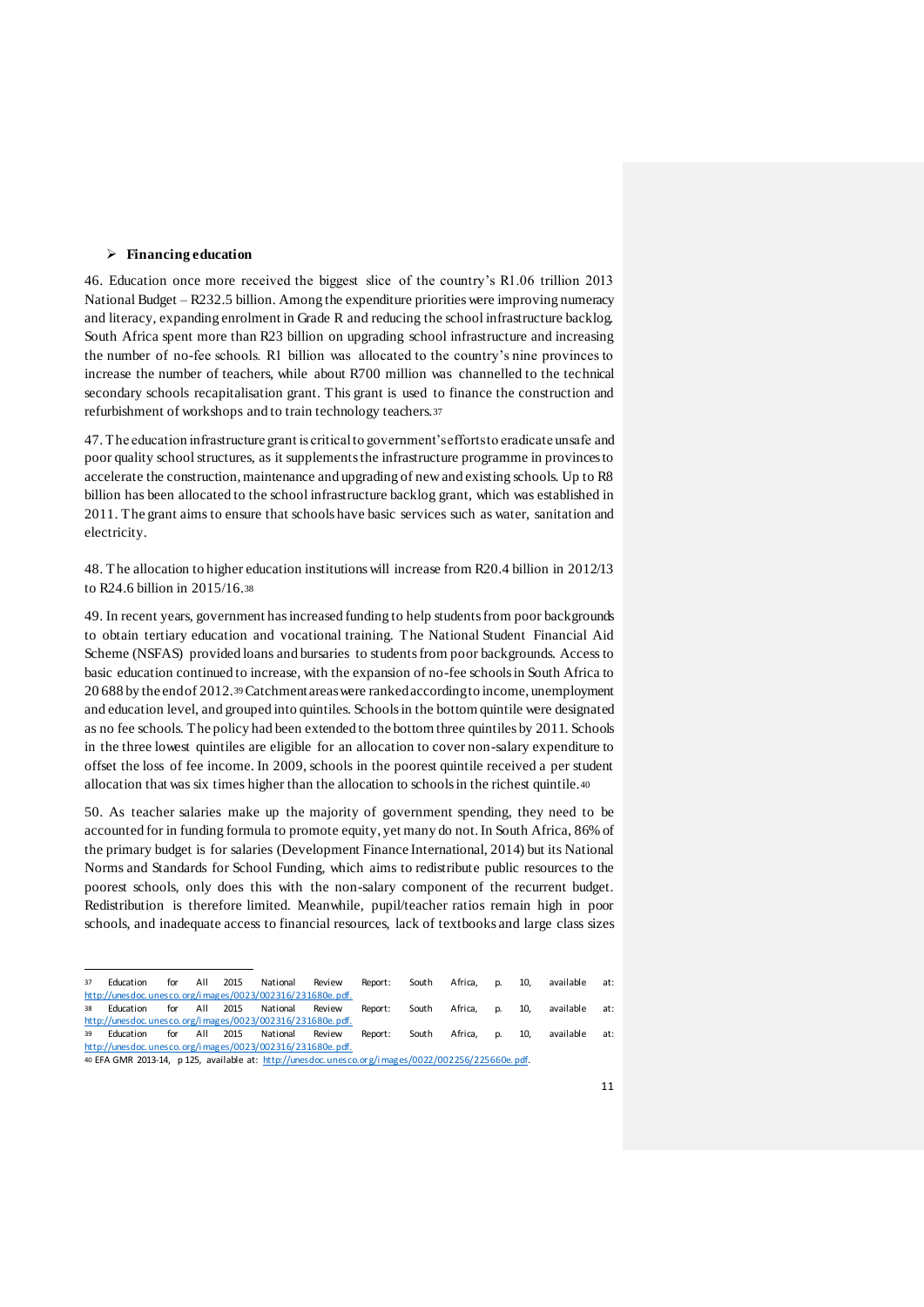- **Financing education**

46. Education once more received the biggest slice of the country's R1.06 trillion 2013 National Budget – R232.5 billion. Among the expenditure priorities were improving numeracy and literacy, expanding enrolment in Grade R and reducing the school infrastructure backlog. South Africa spent more than R23 billion on upgrading school infrastructure and increasing the number of no-fee schools. R1 billion was allocated to the country's nine provinces to increase the number of teachers, while about R700 million was channelled to the technical secondary schools recapitalisation grant. This grant is used to finance the construction and refurbishment of workshops and to train technology teachers.[37]

47. The education infrastructure grant is critical to government's efforts to eradicate unsafe and poor quality school structures, as it supplements the infrastructure programme in provinces to accelerate the construction, maintenance and upgrading of new and existing schools. Up to R8 billion has been allocated to the school infrastructure backlog grant, which was established in 2011. The grant aims to ensure that schools have basic services such as water, sanitation and electricity.

48. The allocation to higher education institutions will increase from R20.4 billion in 2012/13 to R24.6 billion in 2015/16.[38]

49. In recent years, government has increased funding to help students from poor backgrounds to obtain tertiary education and vocational training. The National Student Financial Aid Scheme (NSFAS) provided loans and bursaries to students from poor backgrounds. Access to basic education continued to increase, with the expansion of no-fee schools in South Africa to 20 688 by the end of 2012.[39] Catchment areas were ranked according to income, unemployment and education level, and grouped into quintiles. Schools in the bottom quintile were designated as no fee schools. The policy had been extended to the bottom three quintiles by 2011. Schools in the three lowest quintiles are eligible for an allocation to cover non-salary expenditure to offset the loss of fee income. In 2009, schools in the poorest quintile received a per student allocation that was six times higher than the allocation to schools in the richest quintile.[40]

50. As teacher salaries make up the majority of government spending, they need to be accounted for in funding formula to promote equity, yet many do not. In South Africa, 86% of the primary budget is for salaries (Development Finance International, 2014) but its National Norms and Standards for School Funding, which aims to redistribute public resources to the poorest schools, only does this with the non-salary component of the recurrent budget. Redistribution is therefore limited. Meanwhile, pupil/teacher ratios remain high in poor schools, and inadequate access to financial resources, lack of textbooks and large class sizes

---

[37] Education for All 2015 National Review Report: South Africa, p. 10, available at: http://unesdoc.unesco.org/images/0023/002316/231680e.pdf.

[38] Education for All 2015 National Review Report: South Africa, p. 10, available at: http://unesdoc.unesco.org/images/0023/002316/231680e.pdf.

[39] Education for All 2015 National Review Report: South Africa, p. 10, available at: http://unesdoc.unesco.org/images/0023/002316/231680e.pdf.

[40] EFA GMR 2013-14, p 125, available at: http://unesdoc.unesco.org/images/0022/002256/225660e.pdf.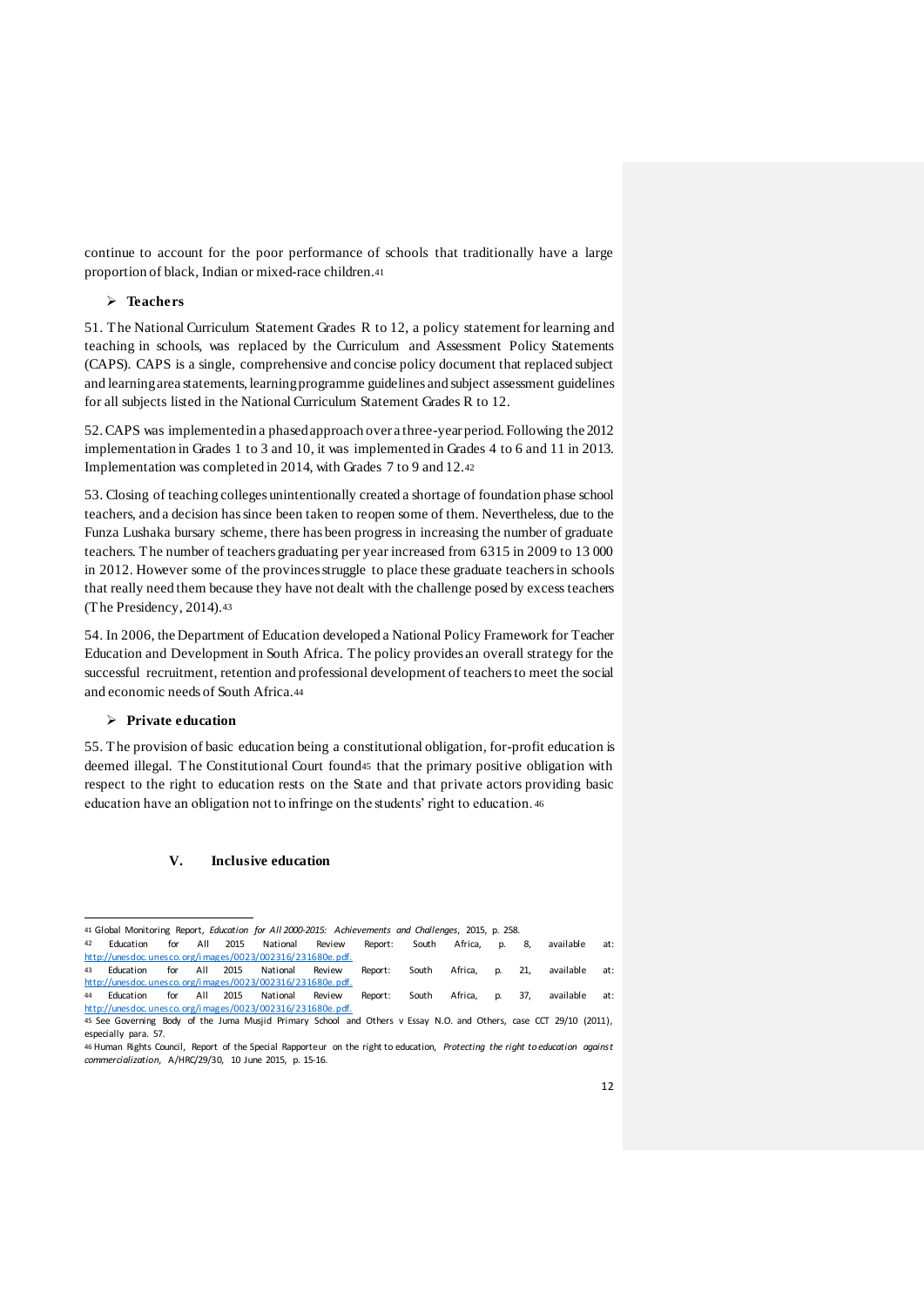continue to account for the poor performance of schools that traditionally have a large proportion of black, Indian or mixed-race children.[41]

- **Teachers**

51. The National Curriculum Statement Grades R to 12, a policy statement for learning and teaching in schools, was replaced by the Curriculum and Assessment Policy Statements (CAPS). CAPS is a single, comprehensive and concise policy document that replaced subject and learning area statements, learning programme guidelines and subject assessment guidelines for all subjects listed in the National Curriculum Statement Grades R to 12.

52. CAPS was implemented in a phased approach over a three-year period. Following the 2012 implementation in Grades 1 to 3 and 10, it was implemented in Grades 4 to 6 and 11 in 2013. Implementation was completed in 2014, with Grades 7 to 9 and 12.[42]

53. Closing of teaching colleges unintentionally created a shortage of foundation phase school teachers, and a decision has since been taken to reopen some of them. Nevertheless, due to the Funza Lushaka bursary scheme, there has been progress in increasing the number of graduate teachers. The number of teachers graduating per year increased from 6315 in 2009 to 13 000 in 2012. However some of the provinces struggle to place these graduate teachers in schools that really need them because they have not dealt with the challenge posed by excess teachers (The Presidency, 2014).[43]

54. In 2006, the Department of Education developed a National Policy Framework for Teacher Education and Development in South Africa. The policy provides an overall strategy for the successful recruitment, retention and professional development of teachers to meet the social and economic needs of South Africa.[44]

- **Private education**

55. The provision of basic education being a constitutional obligation, for-profit education is deemed illegal. The Constitutional Court found[45] that the primary positive obligation with respect to the right to education rests on the State and that private actors providing basic education have an obligation not to infringe on the students' right to education.[46]

## V. Inclusive education

---

[41] Global Monitoring Report, *Education for All 2000-2015: Achievements and Challenges*, 2015, p. 258.

[42] Education for All 2015 National Review Report: South Africa, p. 8, available at: http://unesdoc.unesco.org/images/0023/002316/231680e.pdf.

[43] Education for All 2015 National Review Report: South Africa, p. 21, available at: http://unesdoc.unesco.org/images/0023/002316/231680e.pdf.

[44] Education for All 2015 National Review Report: South Africa, p. 37, available at: http://unesdoc.unesco.org/images/0023/002316/231680e.pdf.

[45] See Governing Body of the Juma Musjid Primary School and Others v Essay N.O. and Others, case CCT 29/10 (2011), especially para. 57.

[46] Human Rights Council, Report of the Special Rapporteur on the right to education, *Protecting the right to education against commercialization*, A/HRC/29/30, 10 June 2015, p. 15-16.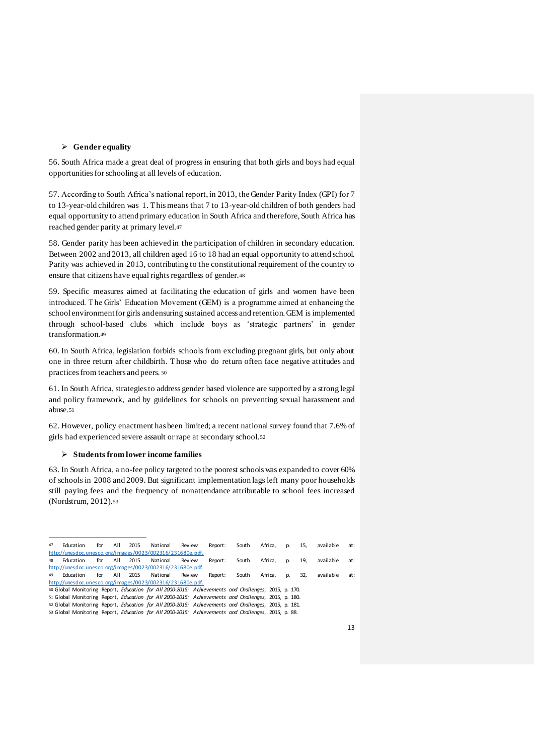- **Gender equality**

56. South Africa made a great deal of progress in ensuring that both girls and boys had equal opportunities for schooling at all levels of education.

57. According to South Africa's national report, in 2013, the Gender Parity Index (GPI) for 7 to 13-year-old children was 1. This means that 7 to 13-year-old children of both genders had equal opportunity to attend primary education in South Africa and therefore, South Africa has reached gender parity at primary level.[47]

58. Gender parity has been achieved in the participation of children in secondary education. Between 2002 and 2013, all children aged 16 to 18 had an equal opportunity to attend school. Parity was achieved in 2013, contributing to the constitutional requirement of the country to ensure that citizens have equal rights regardless of gender.[48]

59. Specific measures aimed at facilitating the education of girls and women have been introduced. The Girls' Education Movement (GEM) is a programme aimed at enhancing the school environment for girls and ensuring sustained access and retention. GEM is implemented through school-based clubs which include boys as 'strategic partners' in gender transformation.[49]

60. In South Africa, legislation forbids schools from excluding pregnant girls, but only about one in three return after childbirth. Those who do return often face negative attitudes and practices from teachers and peers.[50]

61. In South Africa, strategies to address gender based violence are supported by a strong legal and policy framework, and by guidelines for schools on preventing sexual harassment and abuse.[51]

62. However, policy enactment has been limited; a recent national survey found that 7.6% of girls had experienced severe assault or rape at secondary school.[52]

- **Students from lower income families**

63. In South Africa, a no-fee policy targeted to the poorest schools was expanded to cover 60% of schools in 2008 and 2009. But significant implementation lags left many poor households still paying fees and the frequency of nonattendance attributable to school fees increased (Nordstrum, 2012).[53]

---

[47] Education for All 2015 National Review Report: South Africa, p. 15, available at: http://unesdoc.unesco.org/images/0023/002316/231680e.pdf.

[48] Education for All 2015 National Review Report: South Africa, p. 19, available at: http://unesdoc.unesco.org/images/0023/002316/231680e.pdf.

[49] Education for All 2015 National Review Report: South Africa, p. 32, available at: http://unesdoc.unesco.org/images/0023/002316/231680e.pdf.

[50] Global Monitoring Report, *Education for All 2000-2015: Achievements and Challenges*, 2015, p. 170.

[51] Global Monitoring Report, *Education for All 2000-2015: Achievements and Challenges*, 2015, p. 180.

[52] Global Monitoring Report, *Education for All 2000-2015: Achievements and Challenges*, 2015, p. 181.

[53] Global Monitoring Report, *Education for All 2000-2015: Achievements and Challenges*, 2015, p. 88.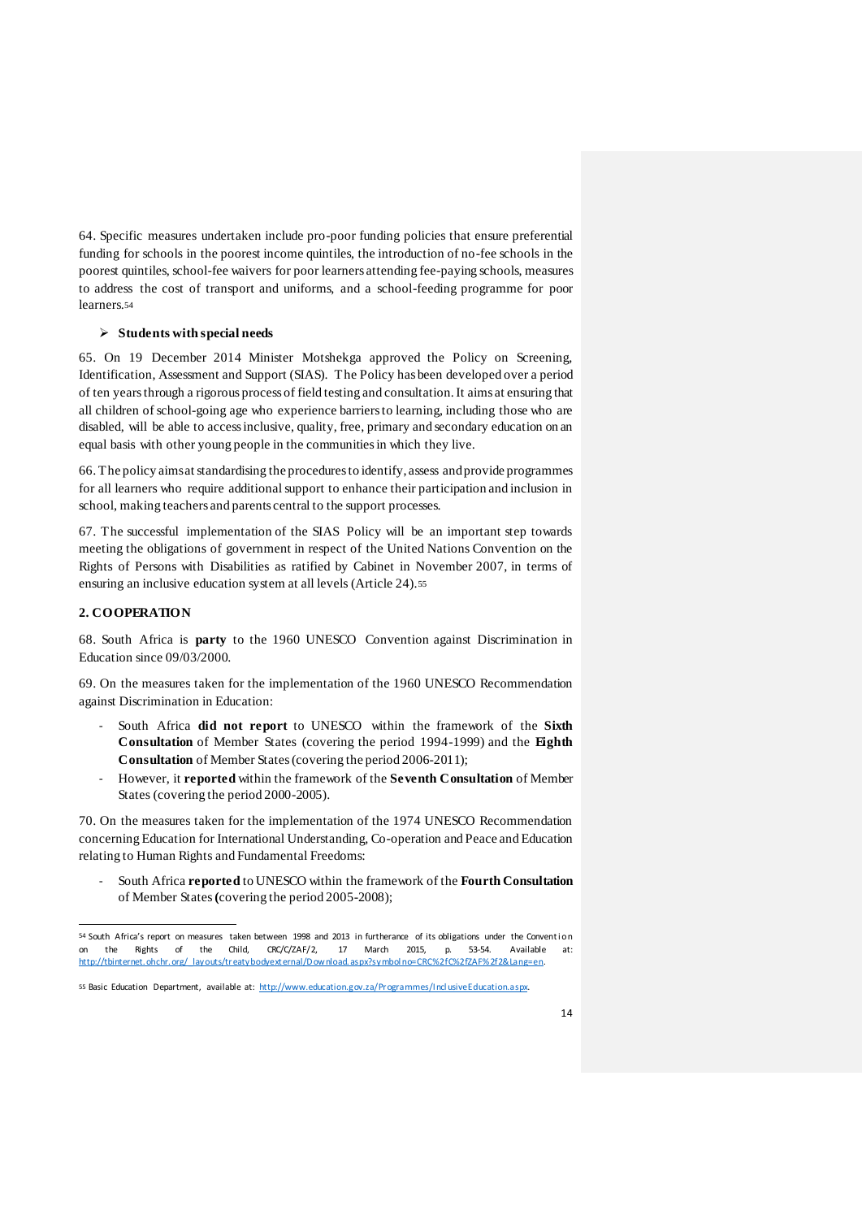64. Specific measures undertaken include pro-poor funding policies that ensure preferential funding for schools in the poorest income quintiles, the introduction of no-fee schools in the poorest quintiles, school-fee waivers for poor learners attending fee-paying schools, measures to address the cost of transport and uniforms, and a school-feeding programme for poor learners.[54]

- **Students with special needs**

65. On 19 December 2014 Minister Motshekga approved the Policy on Screening, Identification, Assessment and Support (SIAS). The Policy has been developed over a period of ten years through a rigorous process of field testing and consultation. It aims at ensuring that all children of school-going age who experience barriers to learning, including those who are disabled, will be able to access inclusive, quality, free, primary and secondary education on an equal basis with other young people in the communities in which they live.

66. The policy aims at standardising the procedures to identify, assess and provide programmes for all learners who require additional support to enhance their participation and inclusion in school, making teachers and parents central to the support processes.

67. The successful implementation of the SIAS Policy will be an important step towards meeting the obligations of government in respect of the United Nations Convention on the Rights of Persons with Disabilities as ratified by Cabinet in November 2007, in terms of ensuring an inclusive education system at all levels (Article 24).[55]

### 2. COOPERATION

68. South Africa is **party** to the 1960 UNESCO Convention against Discrimination in Education since 09/03/2000.

69. On the measures taken for the implementation of the 1960 UNESCO Recommendation against Discrimination in Education:

- South Africa **did not report** to UNESCO within the framework of the **Sixth Consultation** of Member States (covering the period 1994-1999) and the **Eighth Consultation** of Member States (covering the period 2006-2011);
- However, it **reported** within the framework of the **Seventh Consultation** of Member States (covering the period 2000-2005).

70. On the measures taken for the implementation of the 1974 UNESCO Recommendation concerning Education for International Understanding, Co-operation and Peace and Education relating to Human Rights and Fundamental Freedoms:

- South Africa **reported** to UNESCO within the framework of the **Fourth Consultation** of Member States **(**covering the period 2005-2008);

---

[54] South Africa's report on measures taken between 1998 and 2013 in furtherance of its obligations under the Convention on the Rights of the Child, CRC/C/ZAF/2, 17 March 2015, p. 53-54. Available at: http://tbinternet.ohchr.org/_layouts/treatybodyexternal/Download.aspx?symbolno=CRC%2fC%2fZAF%2f2&Lang=en.

[55] Basic Education Department, available at: http://www.education.gov.za/Programmes/InclusiveEducation.aspx.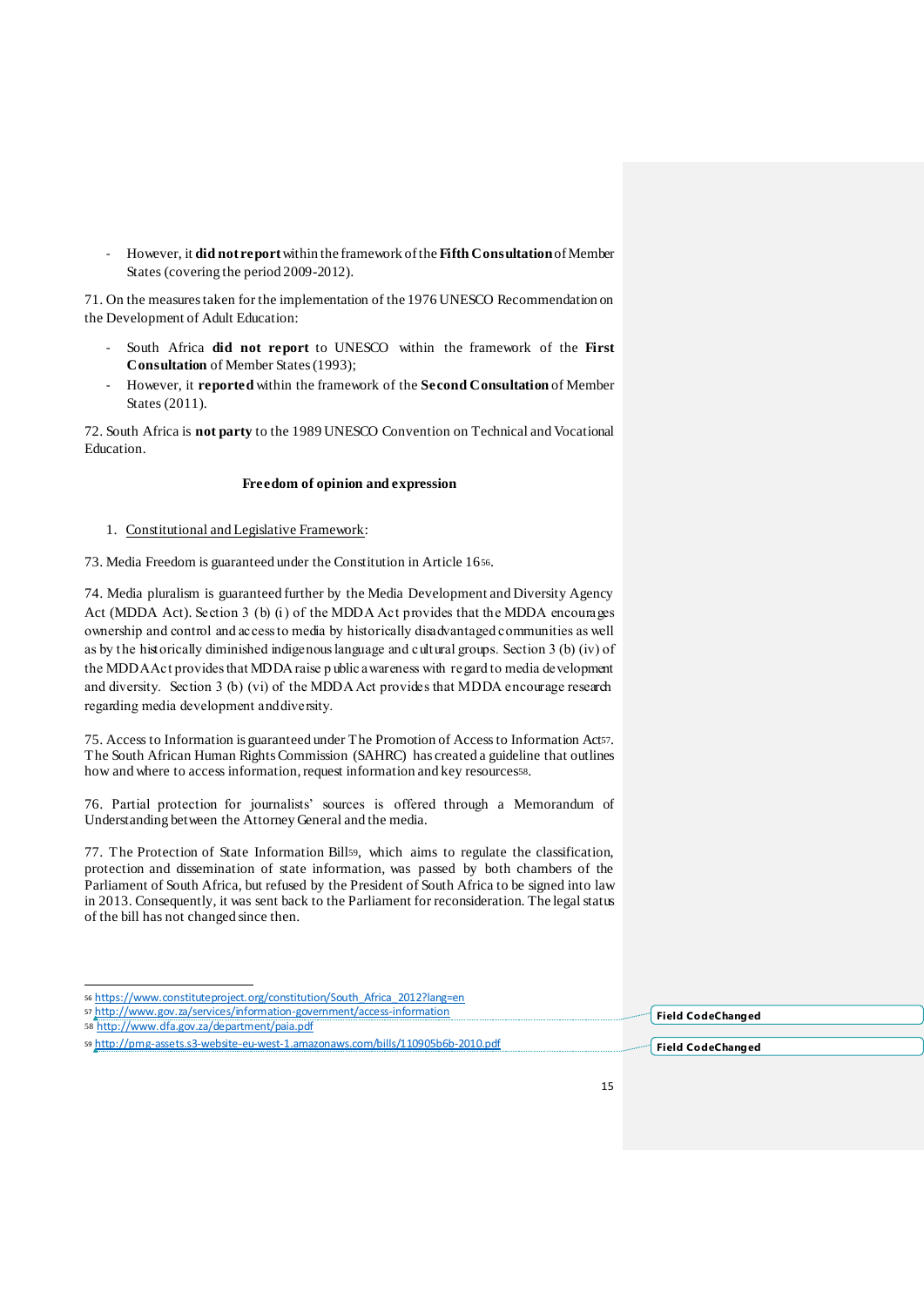- However, it **did not report** within the framework of the **Fifth Consultation** of Member States (covering the period 2009-2012).

71. On the measures taken for the implementation of the 1976 UNESCO Recommendation on the Development of Adult Education:

- South Africa **did not report** to UNESCO within the framework of the **First Consultation** of Member States (1993);
- However, it **reported** within the framework of the **Second Consultation** of Member States (2011).

72. South Africa is **not party** to the 1989 UNESCO Convention on Technical and Vocational Education.

**Freedom of opinion and expression**

1. Constitutional and Legislative Framework:

73. Media Freedom is guaranteed under the Constitution in Article 16[56].

74. Media pluralism is guaranteed further by the Media Development and Diversity Agency Act (MDDA Act). Section 3 (b) (i) of the MDDA Act provides that the MDDA encourages ownership and control and access to media by historically disadvantaged communities as well as by the historically diminished indigenous language and cultural groups. Section 3 (b) (iv) of the MDDA Act provides that MDDA raise public awareness with regard to media development and diversity. Section 3 (b) (vi) of the MDDA Act provides that MDDA encourage research regarding media development and diversity.

75. Access to Information is guaranteed under The Promotion of Access to Information Act[57]. The South African Human Rights Commission (SAHRC) has created a guideline that outlines how and where to access information, request information and key resources[58].

76. Partial protection for journalists' sources is offered through a Memorandum of Understanding between the Attorney General and the media.

77. The Protection of State Information Bill[59], which aims to regulate the classification, protection and dissemination of state information, was passed by both chambers of the Parliament of South Africa, but refused by the President of South Africa to be signed into law in 2013. Consequently, it was sent back to the Parliament for reconsideration. The legal status of the bill has not changed since then.

---

[56] https://www.constituteproject.org/constitution/South_Africa_2012?lang=en

[57] http://www.gov.za/services/information-government/access-information

[58] http://www.dfa.gov.za/department/paia.pdf

[59] http://pmg-assets.s3-website-eu-west-1.amazonaws.com/bills/110905b6b-2010.pdf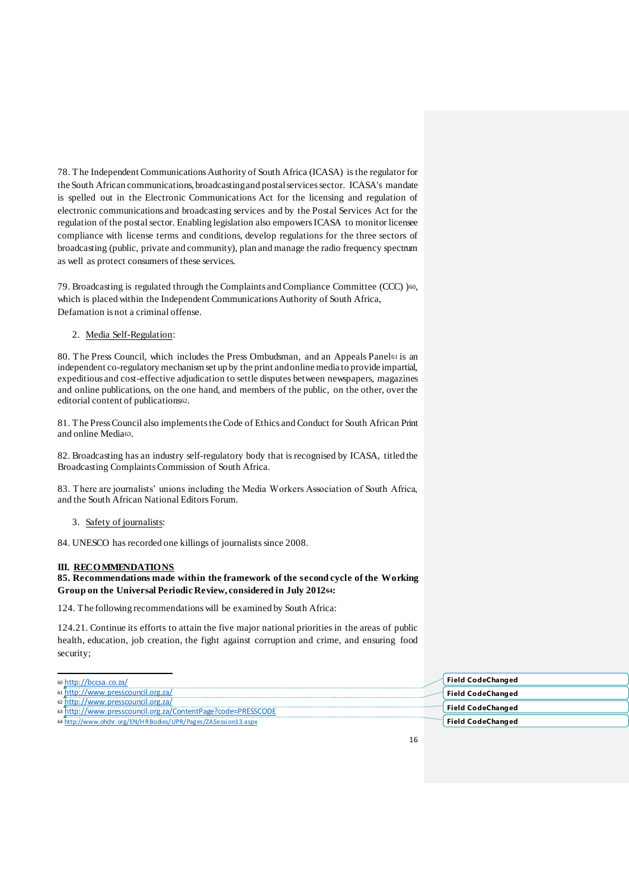78. The Independent Communications Authority of South Africa (ICASA) is the regulator for the South African communications, broadcasting and postal services sector. ICASA's mandate is spelled out in the Electronic Communications Act for the licensing and regulation of electronic communications and broadcasting services and by the Postal Services Act for the regulation of the postal sector. Enabling legislation also empowers ICASA to monitor licensee compliance with license terms and conditions, develop regulations for the three sectors of broadcasting (public, private and community), plan and manage the radio frequency spectrum as well as protect consumers of these services.

79. Broadcasting is regulated through the Complaints and Compliance Committee (CCC) )[60], which is placed within the Independent Communications Authority of South Africa, Defamation is not a criminal offense.

2. Media Self-Regulation:

80. The Press Council, which includes the Press Ombudsman, and an Appeals Panel[61] is an independent co-regulatory mechanism set up by the print and online media to provide impartial, expeditious and cost-effective adjudication to settle disputes between newspapers, magazines and online publications, on the one hand, and members of the public, on the other, over the editorial content of publications[62].

81. The Press Council also implements the Code of Ethics and Conduct for South African Print and online Media[63].

82. Broadcasting has an industry self-regulatory body that is recognised by ICASA, titled the Broadcasting Complaints Commission of South Africa.

83. There are journalists' unions including the Media Workers Association of South Africa, and the South African National Editors Forum.

3. Safety of journalists:

84. UNESCO has recorded one killings of journalists since 2008.

## III. RECOMMENDATIONS

**85. Recommendations made within the framework of the second cycle of the Working Group on the Universal Periodic Review, considered in July 2012[64]:**

124. The following recommendations will be examined by South Africa:

124.21. Continue its efforts to attain the five major national priorities in the areas of public health, education, job creation, the fight against corruption and crime, and ensuring food security;

---

[60] http://bccsa.co.za/
[61] http://www.presscouncil.org.za/
[62] http://www.presscouncil.org.za/
[63] http://www.presscouncil.org.za/ContentPage?code=PRESSCODE
[64] http://www.ohchr.org/EN/HRBodies/UPR/Pages/ZASession13.aspx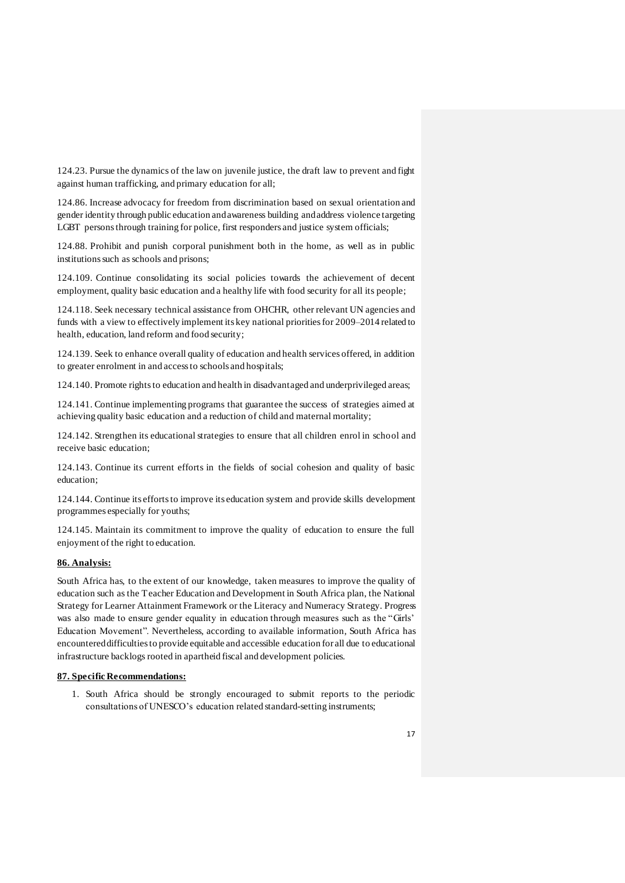124.23. Pursue the dynamics of the law on juvenile justice, the draft law to prevent and fight against human trafficking, and primary education for all;

124.86. Increase advocacy for freedom from discrimination based on sexual orientation and gender identity through public education and awareness building and address violence targeting LGBT persons through training for police, first responders and justice system officials;

124.88. Prohibit and punish corporal punishment both in the home, as well as in public institutions such as schools and prisons;

124.109. Continue consolidating its social policies towards the achievement of decent employment, quality basic education and a healthy life with food security for all its people;

124.118. Seek necessary technical assistance from OHCHR, other relevant UN agencies and funds with a view to effectively implement its key national priorities for 2009–2014 related to health, education, land reform and food security;

124.139. Seek to enhance overall quality of education and health services offered, in addition to greater enrolment in and access to schools and hospitals;

124.140. Promote rights to education and health in disadvantaged and underprivileged areas;

124.141. Continue implementing programs that guarantee the success of strategies aimed at achieving quality basic education and a reduction of child and maternal mortality;

124.142. Strengthen its educational strategies to ensure that all children enrol in school and receive basic education;

124.143. Continue its current efforts in the fields of social cohesion and quality of basic education;

124.144. Continue its efforts to improve its education system and provide skills development programmes especially for youths;

124.145. Maintain its commitment to improve the quality of education to ensure the full enjoyment of the right to education.

**86. Analysis:**

South Africa has, to the extent of our knowledge, taken measures to improve the quality of education such as the Teacher Education and Development in South Africa plan, the National Strategy for Learner Attainment Framework or the Literacy and Numeracy Strategy. Progress was also made to ensure gender equality in education through measures such as the "Girls' Education Movement". Nevertheless, according to available information, South Africa has encountered difficulties to provide equitable and accessible education for all due to educational infrastructure backlogs rooted in apartheid fiscal and development policies.

**87. Specific Recommendations:**

1. South Africa should be strongly encouraged to submit reports to the periodic consultations of UNESCO's education related standard-setting instruments;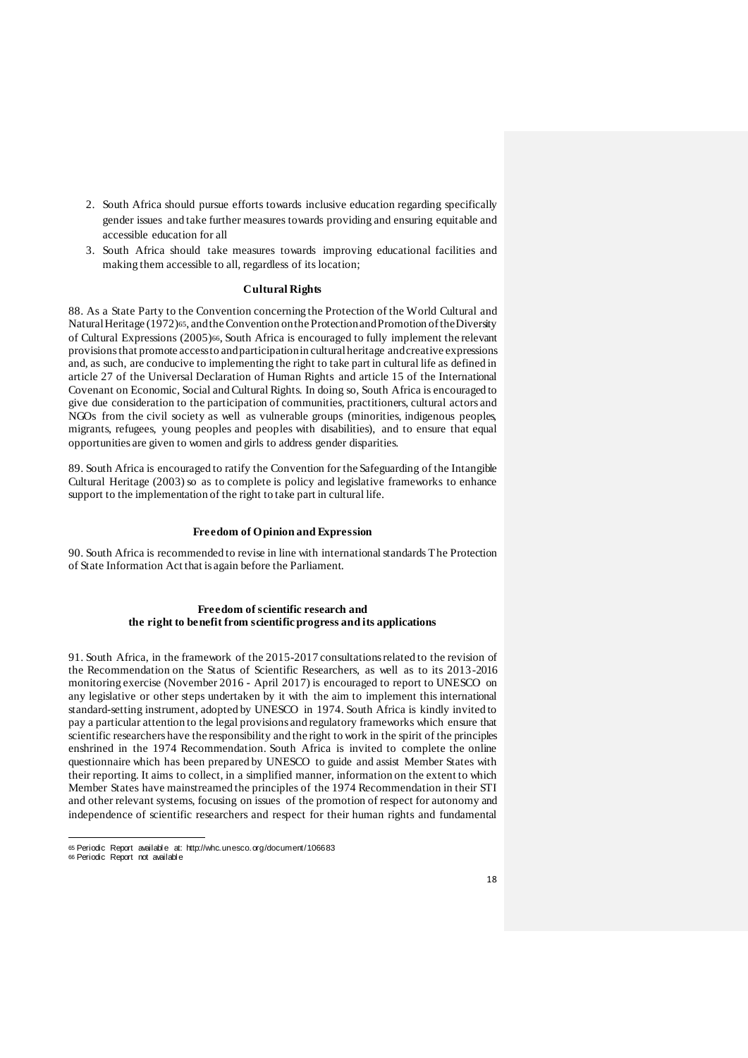2. South Africa should pursue efforts towards inclusive education regarding specifically gender issues and take further measures towards providing and ensuring equitable and accessible education for all
3. South Africa should take measures towards improving educational facilities and making them accessible to all, regardless of its location;

### Cultural Rights

88. As a State Party to the Convention concerning the Protection of the World Cultural and Natural Heritage (1972)[65], and the Convention on the Protection and Promotion of the Diversity of Cultural Expressions (2005)[66], South Africa is encouraged to fully implement the relevant provisions that promote access to and participation in cultural heritage and creative expressions and, as such, are conducive to implementing the right to take part in cultural life as defined in article 27 of the Universal Declaration of Human Rights and article 15 of the International Covenant on Economic, Social and Cultural Rights. In doing so, South Africa is encouraged to give due consideration to the participation of communities, practitioners, cultural actors and NGOs from the civil society as well as vulnerable groups (minorities, indigenous peoples, migrants, refugees, young peoples and peoples with disabilities), and to ensure that equal opportunities are given to women and girls to address gender disparities.

89. South Africa is encouraged to ratify the Convention for the Safeguarding of the Intangible Cultural Heritage (2003) so as to complete is policy and legislative frameworks to enhance support to the implementation of the right to take part in cultural life.

### Freedom of Opinion and Expression

90. South Africa is recommended to revise in line with international standards The Protection of State Information Act that is again before the Parliament.

### Freedom of scientific research and the right to benefit from scientific progress and its applications

91. South Africa, in the framework of the 2015-2017 consultations related to the revision of the Recommendation on the Status of Scientific Researchers, as well as to its 2013-2016 monitoring exercise (November 2016 - April 2017) is encouraged to report to UNESCO on any legislative or other steps undertaken by it with the aim to implement this international standard-setting instrument, adopted by UNESCO in 1974. South Africa is kindly invited to pay a particular attention to the legal provisions and regulatory frameworks which ensure that scientific researchers have the responsibility and the right to work in the spirit of the principles enshrined in the 1974 Recommendation. South Africa is invited to complete the online questionnaire which has been prepared by UNESCO to guide and assist Member States with their reporting. It aims to collect, in a simplified manner, information on the extent to which Member States have mainstreamed the principles of the 1974 Recommendation in their STI and other relevant systems, focusing on issues of the promotion of respect for autonomy and independence of scientific researchers and respect for their human rights and fundamental

---

[65] Periodic Report available at: http://whc.unesco.org/document/106683

[66] Periodic Report not available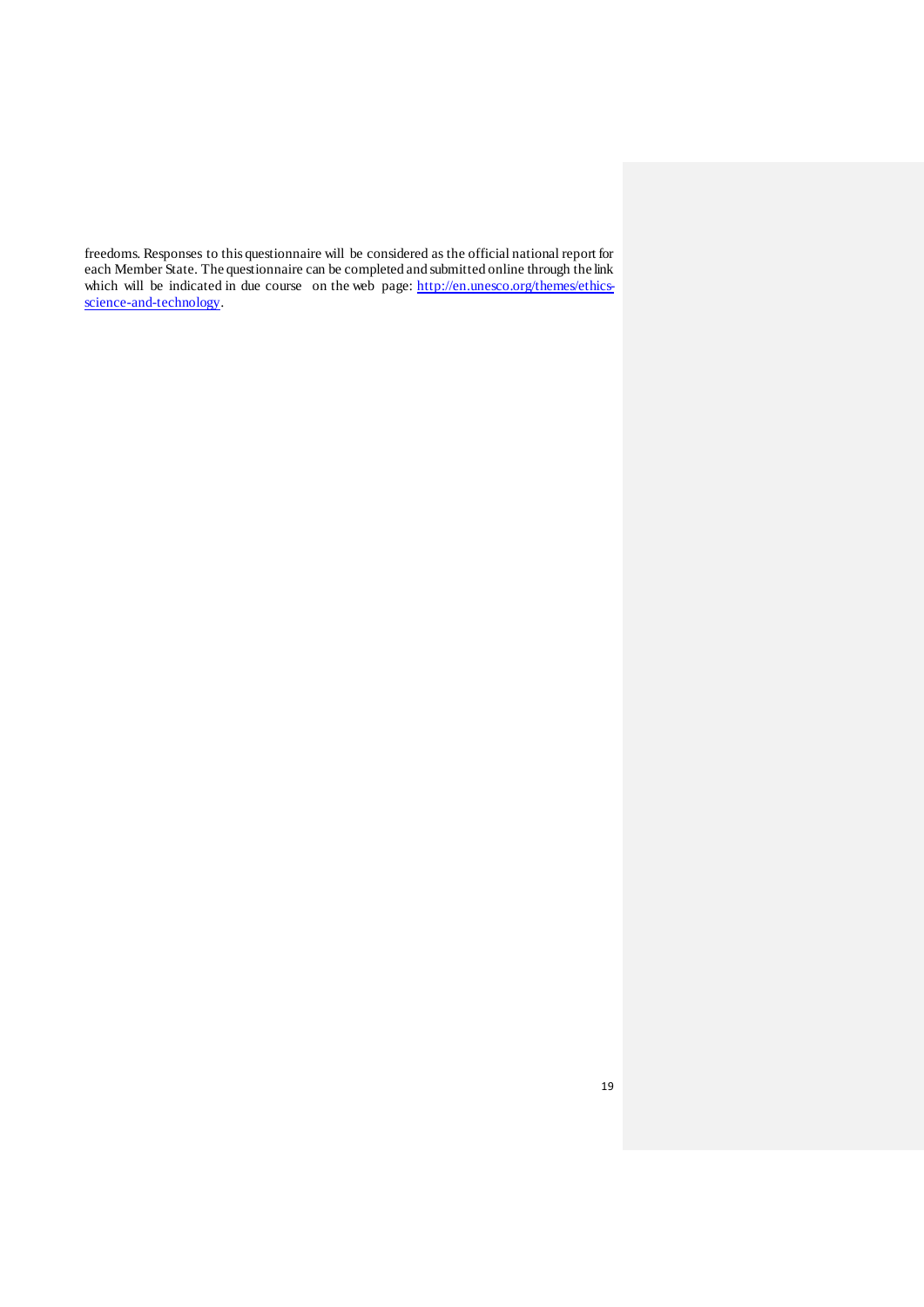freedoms. Responses to this questionnaire will be considered as the official national report for each Member State. The questionnaire can be completed and submitted online through the link which will be indicated in due course on the web page: [http://en.unesco.org/themes/ethics-science-and-technology](http://en.unesco.org/themes/ethics-science-and-technology).